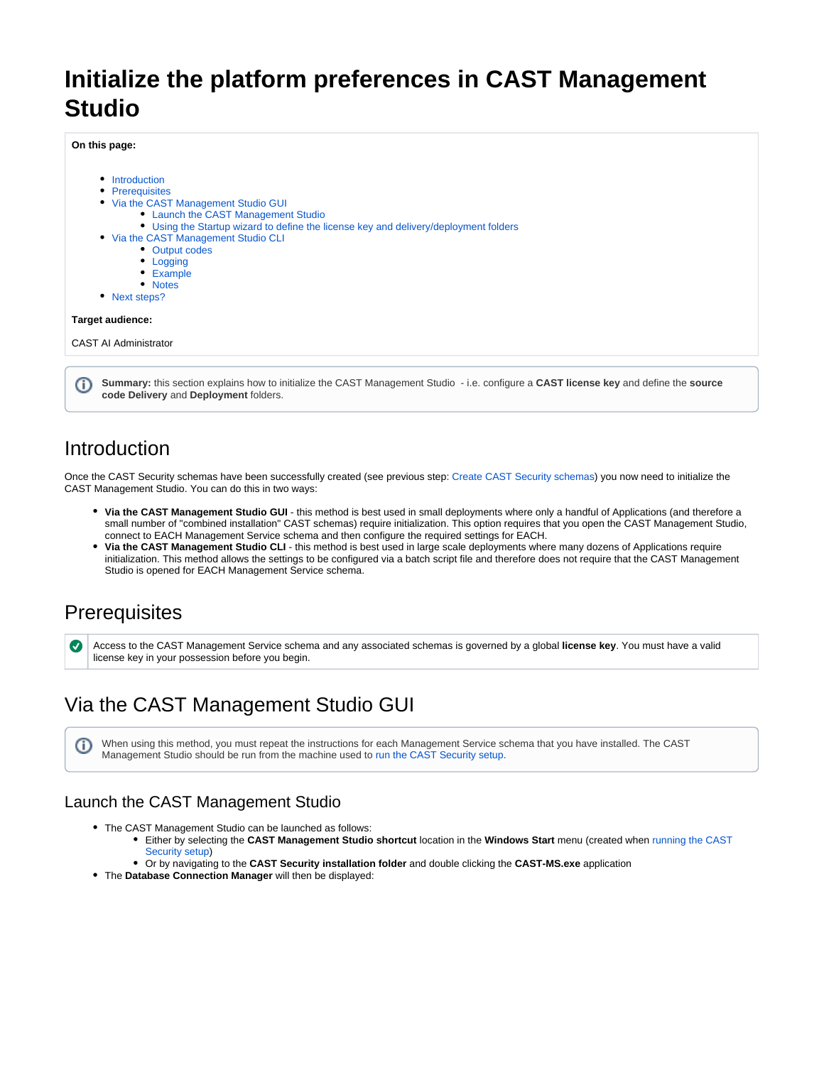# Initialize the platform preferences in CAST Management Studio

**On this page:**

- Introduction
- Prerequisites
- Via the CAST Management Studio GUI
  - Launch the CAST Management Studio
  - Using the Startup wizard to define the license key and delivery/deployment folders
- Via the CAST Management Studio CLI
  - Output codes
  - Logging
  - Example
  - Notes
- Next steps?

**Target audience:**

CAST AI Administrator

**Summary:** this section explains how to initialize the CAST Management Studio - i.e. configure a **CAST license key** and define the **source code Delivery** and **Deployment** folders.

## Introduction

Once the CAST Security schemas have been successfully created (see previous step: Create CAST Security schemas) you now need to initialize the CAST Management Studio. You can do this in two ways:

- **Via the CAST Management Studio GUI** - this method is best used in small deployments where only a handful of Applications (and therefore a small number of "combined installation" CAST schemas) require initialization. This option requires that you open the CAST Management Studio, connect to EACH Management Service schema and then configure the required settings for EACH.
- **Via the CAST Management Studio CLI** - this method is best used in large scale deployments where many dozens of Applications require initialization. This method allows the settings to be configured via a batch script file and therefore does not require that the CAST Management Studio is opened for EACH Management Service schema.

## Prerequisites

Access to the CAST Management Service schema and any associated schemas is governed by a global **license key**. You must have a valid license key in your possession before you begin.

## Via the CAST Management Studio GUI

When using this method, you must repeat the instructions for each Management Service schema that you have installed. The CAST Management Studio should be run from the machine used to run the CAST Security setup.

### Launch the CAST Management Studio

- The CAST Management Studio can be launched as follows:
  - Either by selecting the **CAST Management Studio shortcut** location in the **Windows Start** menu (created when running the CAST Security setup)
  - Or by navigating to the **CAST Security installation folder** and double clicking the **CAST-MS.exe** application
- The **Database Connection Manager** will then be displayed: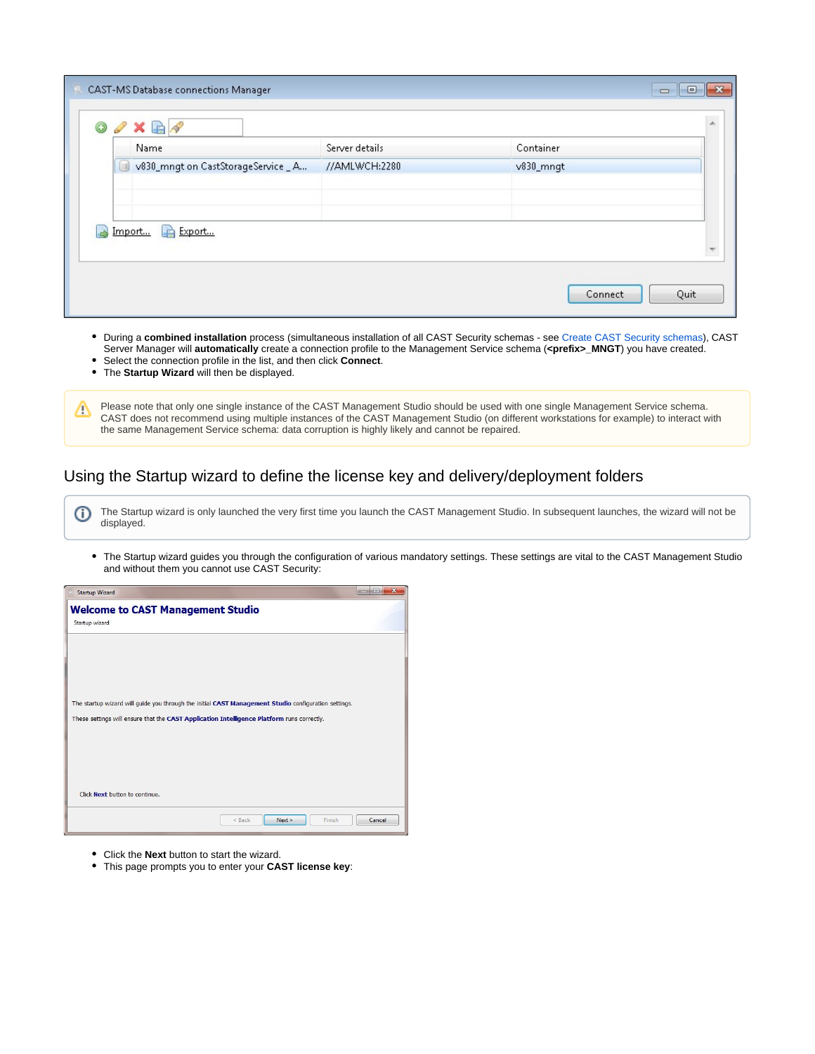- During a **combined installation** process (simultaneous installation of all CAST Security schemas - see Create CAST Security schemas), CAST Server Manager will **automatically** create a connection profile to the Management Service schema (**<prefix>_MNGT**) you have created.
- Select the connection profile in the list, and then click **Connect**.
- The **Startup Wizard** will then be displayed.

Please note that only one single instance of the CAST Management Studio should be used with one single Management Service schema. CAST does not recommend using multiple instances of the CAST Management Studio (on different workstations for example) to interact with the same Management Service schema: data corruption is highly likely and cannot be repaired.

## Using the Startup wizard to define the license key and delivery/deployment folders

The Startup wizard is only launched the very first time you launch the CAST Management Studio. In subsequent launches, the wizard will not be displayed.

- The Startup wizard guides you through the configuration of various mandatory settings. These settings are vital to the CAST Management Studio and without them you cannot use CAST Security:

- Click the **Next** button to start the wizard.
- This page prompts you to enter your **CAST license key**: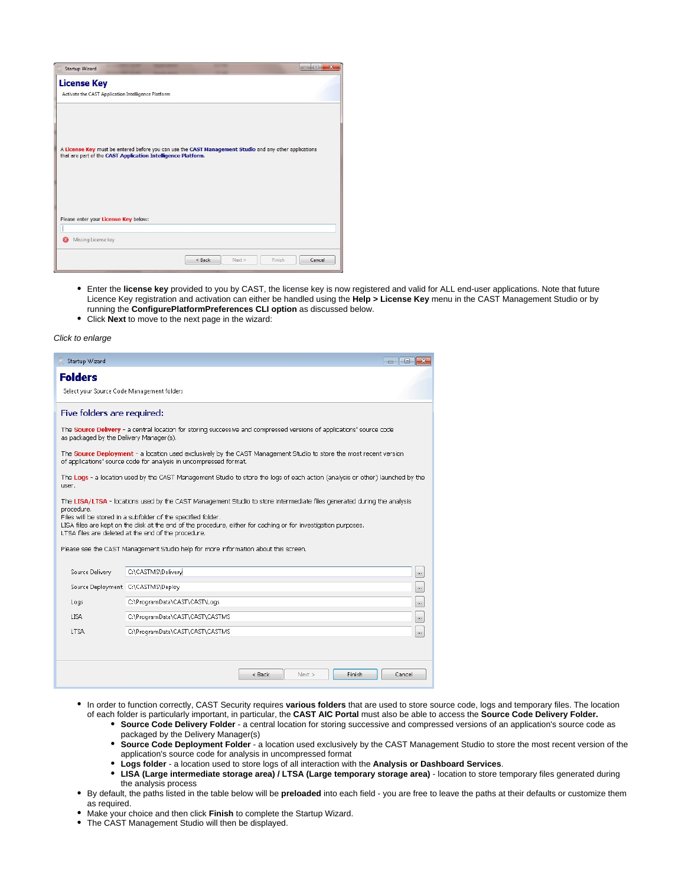- Enter the **license key** provided to you by CAST, the license key is now registered and valid for ALL end-user applications. Note that future Licence Key registration and activation can either be handled using the **Help > License Key** menu in the CAST Management Studio or by running the **ConfigurePlatformPreferences CLI option** as discussed below.
- Click **Next** to move to the next page in the wizard:

*Click to enlarge*

- In order to function correctly, CAST Security requires **various folders** that are used to store source code, logs and temporary files. The location of each folder is particularly important, in particular, the **CAST AIC Portal** must also be able to access the **Source Code Delivery Folder.**
    - **Source Code Delivery Folder** - a central location for storing successive and compressed versions of an application's source code as packaged by the Delivery Manager(s)
    - **Source Code Deployment Folder** - a location used exclusively by the CAST Management Studio to store the most recent version of the application's source code for analysis in uncompressed format
    - **Logs folder** - a location used to store logs of all interaction with the **Analysis or Dashboard Services**.
    - **LISA (Large intermediate storage area) / LTSA (Large temporary storage area)** - location to store temporary files generated during the analysis process
- By default, the paths listed in the table below will be **preloaded** into each field - you are free to leave the paths at their defaults or customize them as required.
- Make your choice and then click **Finish** to complete the Startup Wizard.
- The CAST Management Studio will then be displayed.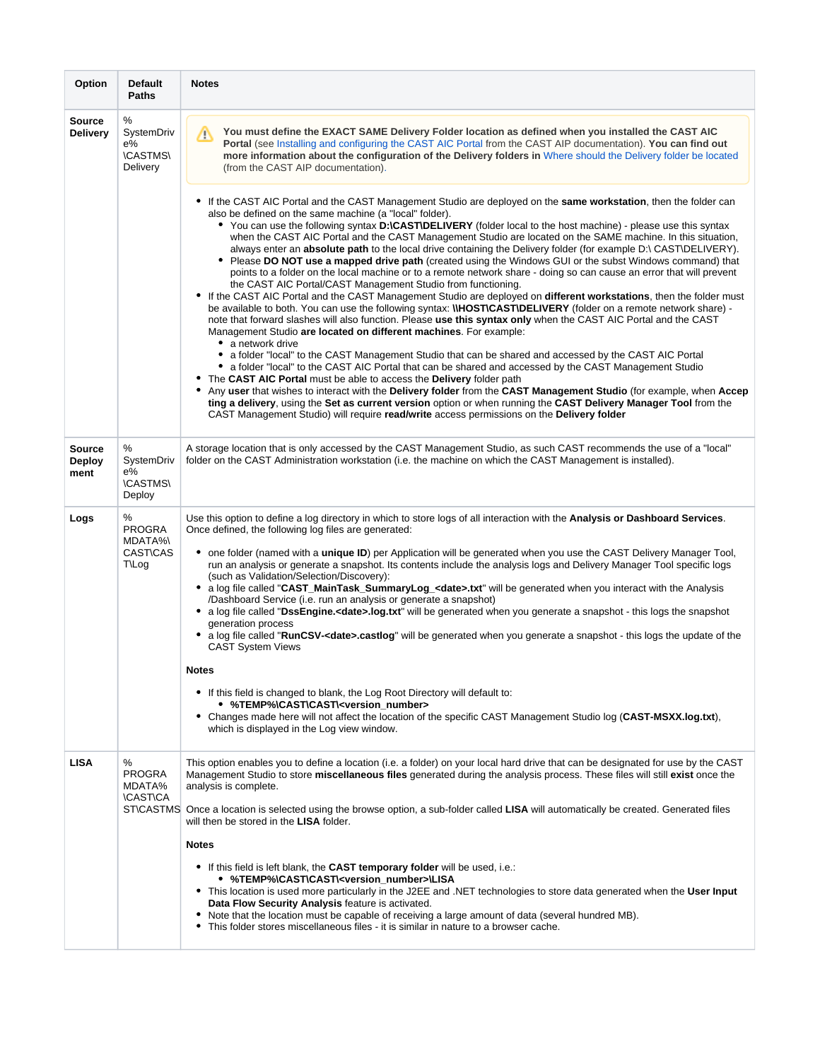| Option | Default Paths | Notes |
|---|---|---|
| **Source Delivery** | %SystemDrive%\CASTMS\Delivery | ⚠ **You must define the EXACT SAME Delivery Folder location as defined when you installed the CAST AIC Portal** (see Installing and configuring the CAST AIC Portal from the CAST AIP documentation). **You can find out more information about the configuration of the Delivery folders in** Where should the Delivery folder be located (from the CAST AIP documentation).<br><br>• If the CAST AIC Portal and the CAST Management Studio are deployed on the **same workstation**, then the folder can also be defined on the same machine (a "local" folder).<br>&nbsp;&nbsp;&nbsp;&nbsp;• You can use the following syntax **D:\CAST\DELIVERY** (folder local to the host machine) - please use this syntax when the CAST AIC Portal and the CAST Management Studio are located on the SAME machine. In this situation, always enter an **absolute path** to the local drive containing the Delivery folder (for example D:\ CAST\DELIVERY).<br>&nbsp;&nbsp;&nbsp;&nbsp;• Please **DO NOT use a mapped drive path** (created using the Windows GUI or the subst Windows command) that points to a folder on the local machine or to a remote network share - doing so can cause an error that will prevent the CAST AIC Portal/CAST Management Studio from functioning.<br>• If the CAST AIC Portal and the CAST Management Studio are deployed on **different workstations**, then the folder must be available to both. You can use the following syntax: **\\HOST\CAST\DELIVERY** (folder on a remote network share) - note that forward slashes will also function. Please **use this syntax only** when the CAST AIC Portal and the CAST Management Studio **are located on different machines**. For example:<br>&nbsp;&nbsp;&nbsp;&nbsp;• a network drive<br>&nbsp;&nbsp;&nbsp;&nbsp;• a folder "local" to the CAST Management Studio that can be shared and accessed by the CAST AIC Portal<br>&nbsp;&nbsp;&nbsp;&nbsp;• a folder "local" to the CAST AIC Portal that can be shared and accessed by the CAST Management Studio<br>• The **CAST AIC Portal** must be able to access the **Delivery** folder path<br>• Any **user** that wishes to interact with the **Delivery folder** from the **CAST Management Studio** (for example, when **Accepting a delivery**, using the **Set as current version** option or when running the **CAST Delivery Manager Tool** from the CAST Management Studio) will require **read/write** access permissions on the **Delivery folder** |
| **Source Deployment** | %SystemDrive%\CASTMS\Deploy | A storage location that is only accessed by the CAST Management Studio, as such CAST recommends the use of a "local" folder on the CAST Administration workstation (i.e. the machine on which the CAST Management is installed). |
| **Logs** | %PROGRAMDATA%\CAST\CAST\Log | Use this option to define a log directory in which to store logs of all interaction with the **Analysis or Dashboard Services**. Once defined, the following log files are generated:<br><br>• one folder (named with a **unique ID**) per Application will be generated when you use the CAST Delivery Manager Tool, run an analysis or generate a snapshot. Its contents include the analysis logs and Delivery Manager Tool specific logs (such as Validation/Selection/Discovery):<br>• a log file called "**CAST_MainTask_SummaryLog_<date>.txt**" will be generated when you interact with the Analysis /Dashboard Service (i.e. run an analysis or generate a snapshot)<br>• a log file called "**DssEngine.<date>.log.txt**" will be generated when you generate a snapshot - this logs the snapshot generation process<br>• a log file called "**RunCSV-<date>.castlog**" will be generated when you generate a snapshot - this logs the update of the CAST System Views<br><br>**Notes**<br><br>• If this field is changed to blank, the Log Root Directory will default to:<br>&nbsp;&nbsp;&nbsp;&nbsp;• **%TEMP%\CAST\CAST\<version_number>**<br>• Changes made here will not affect the location of the specific CAST Management Studio log (**CAST-MSXX.log.txt**), which is displayed in the Log view window. |
| **LISA** | %PROGRAMDATA%\CAST\CAST\CASTMS | This option enables you to define a location (i.e. a folder) on your local hard drive that can be designated for use by the CAST Management Studio to store **miscellaneous files** generated during the analysis process. These files will still **exist** once the analysis is complete.<br><br>Once a location is selected using the browse option, a sub-folder called **LISA** will automatically be created. Generated files will then be stored in the **LISA** folder.<br><br>**Notes**<br><br>• If this field is left blank, the **CAST temporary folder** will be used, i.e.:<br>&nbsp;&nbsp;&nbsp;&nbsp;• **%TEMP%\CAST\CAST\<version_number>\LISA**<br>• This location is used more particularly in the J2EE and .NET technologies to store data generated when the **User Input Data Flow Security Analysis** feature is activated.<br>• Note that the location must be capable of receiving a large amount of data (several hundred MB).<br>• This folder stores miscellaneous files - it is similar in nature to a browser cache. |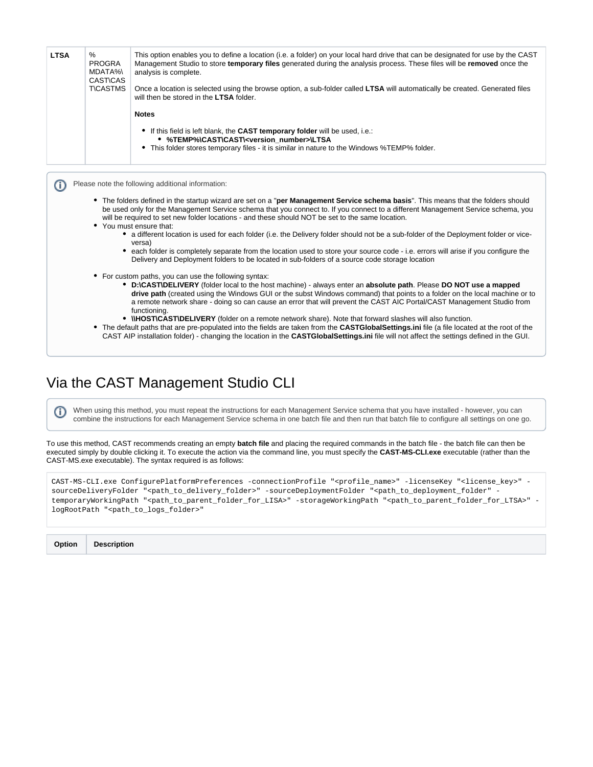| LTSA | %PROGRAMDATA%\CAST\CAST\CASTMS | This option enables you to define a location (i.e. a folder) on your local hard drive that can be designated for use by the CAST Management Studio to store **temporary files** generated during the analysis process. These files will be **removed** once the analysis is complete.<br><br>Once a location is selected using the browse option, a sub-folder called **LTSA** will automatically be created. Generated files will then be stored in the **LTSA** folder.<br><br>**Notes**<br><br>• If this field is left blank, the **CAST temporary folder** will be used, i.e.:<br>&nbsp;&nbsp;&nbsp;&nbsp;• **%TEMP%\CAST\CAST\<version_number>\LTSA**<br>• This folder stores temporary files - it is similar in nature to the Windows %TEMP% folder. |
|---|---|---|

> Please note the following additional information:
>
> - The folders defined in the startup wizard are set on a "**per Management Service schema basis**". This means that the folders should be used only for the Management Service schema that you connect to. If you connect to a different Management Service schema, you will be required to set new folder locations - and these should NOT be set to the same location.
> - You must ensure that:
>     - a different location is used for each folder (i.e. the Delivery folder should not be a sub-folder of the Deployment folder or vice-versa)
>     - each folder is completely separate from the location used to store your source code - i.e. errors will arise if you configure the Delivery and Deployment folders to be located in sub-folders of a source code storage location
> - For custom paths, you can use the following syntax:
>     - **D:\CAST\DELIVERY** (folder local to the host machine) - always enter an **absolute path**. Please **DO NOT use a mapped drive path** (created using the Windows GUI or the subst Windows command) that points to a folder on the local machine or to a remote network share - doing so can cause an error that will prevent the CAST AIC Portal/CAST Management Studio from functioning.
>     - **\\HOST\CAST\DELIVERY** (folder on a remote network share). Note that forward slashes will also function.
> - The default paths that are pre-populated into the fields are taken from the **CASTGlobalSettings.ini** file (a file located at the root of the CAST AIP installation folder) - changing the location in the **CASTGlobalSettings.ini** file will not affect the settings defined in the GUI.

# Via the CAST Management Studio CLI

> When using this method, you must repeat the instructions for each Management Service schema that you have installed - however, you can combine the instructions for each Management Service schema in one batch file and then run that batch file to configure all settings on one go.

To use this method, CAST recommends creating an empty **batch file** and placing the required commands in the batch file - the batch file can then be executed simply by double clicking it. To execute the action via the command line, you must specify the **CAST-MS-CLI.exe** executable (rather than the CAST-MS.exe executable). The syntax required is as follows:

```
CAST-MS-CLI.exe ConfigurePlatformPreferences -connectionProfile "<profile_name>" -licenseKey "<license_key>" -sourceDeliveryFolder "<path_to_delivery_folder>" -sourceDeploymentFolder "<path_to_deployment_folder>" -temporaryWorkingPath "<path_to_parent_folder_for_LISA>" -storageWorkingPath "<path_to_parent_folder_for_LTSA>" -logRootPath "<path_to_logs_folder>"
```

| Option | Description |
|---|---|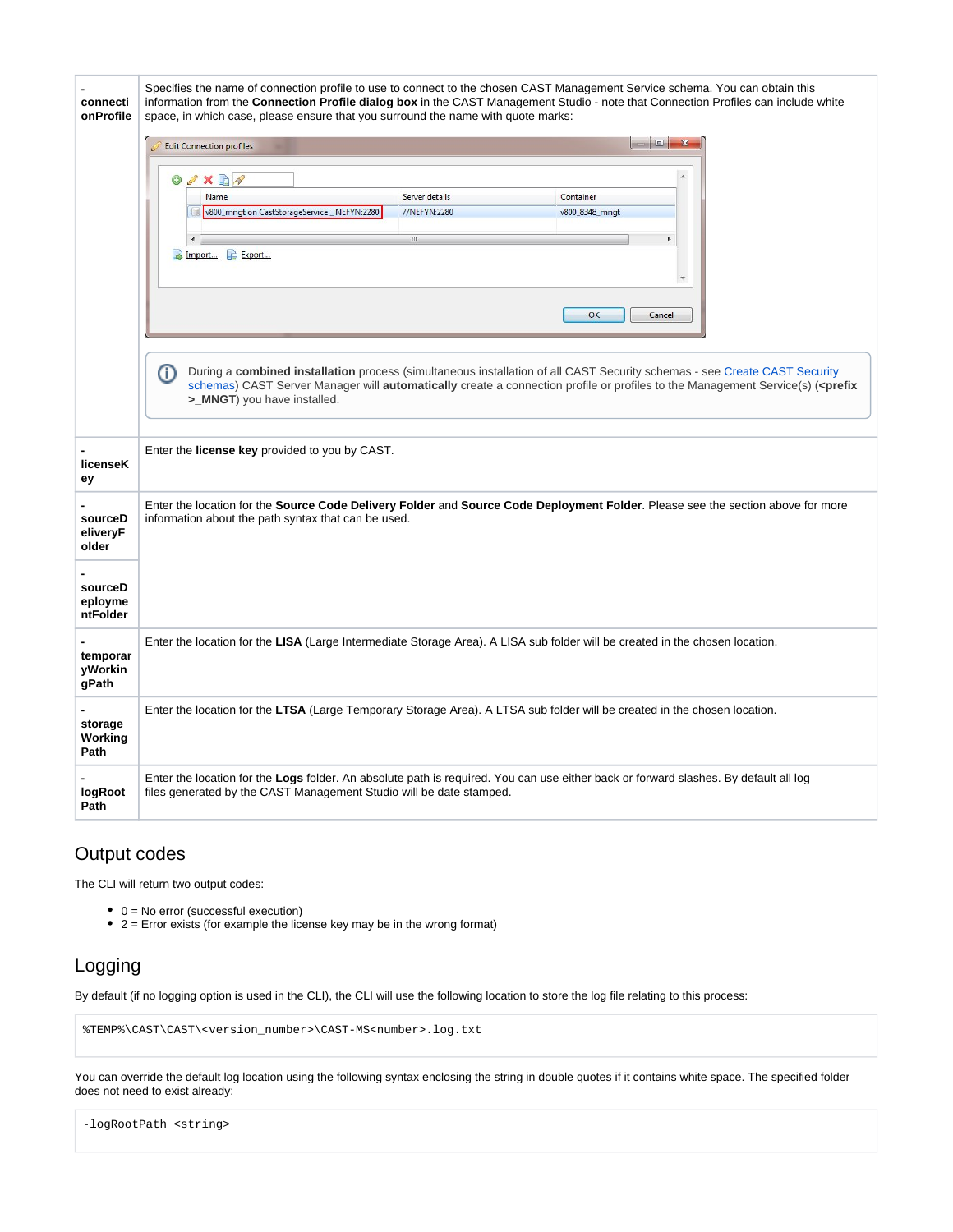| | |
|---|---|
| **-connectionProfile** | Specifies the name of connection profile to use to connect to the chosen CAST Management Service schema. You can obtain this information from the **Connection Profile dialog box** in the CAST Management Studio - note that Connection Profiles can include white space, in which case, please ensure that you surround the name with quote marks:<br><br>During a **combined installation** process (simultaneous installation of all CAST Security schemas - see Create CAST Security schemas) CAST Server Manager will **automatically** create a connection profile or profiles to the Management Service(s) (**<prefix>_MNGT**) you have installed. |
| **-licenseKey** | Enter the **license key** provided to you by CAST. |
| **-sourceDeliveryFolder** | Enter the location for the **Source Code Delivery Folder** and **Source Code Deployment Folder**. Please see the section above for more information about the path syntax that can be used. |
| **-sourceDeploymentFolder** | |
| **-temporaryWorkingPath** | Enter the location for the **LISA** (Large Intermediate Storage Area). A LISA sub folder will be created in the chosen location. |
| **-storageWorkingPath** | Enter the location for the **LTSA** (Large Temporary Storage Area). A LTSA sub folder will be created in the chosen location. |
| **-logRootPath** | Enter the location for the **Logs** folder. An absolute path is required. You can use either back or forward slashes. By default all log files generated by the CAST Management Studio will be date stamped. |

## Output codes

The CLI will return two output codes:

- 0 = No error (successful execution)
- 2 = Error exists (for example the license key may be in the wrong format)

## Logging

By default (if no logging option is used in the CLI), the CLI will use the following location to store the log file relating to this process:

```
%TEMP%\CAST\CAST\<version_number>\CAST-MS<number>.log.txt
```

You can override the default log location using the following syntax enclosing the string in double quotes if it contains white space. The specified folder does not need to exist already:

```
-logRootPath <string>
```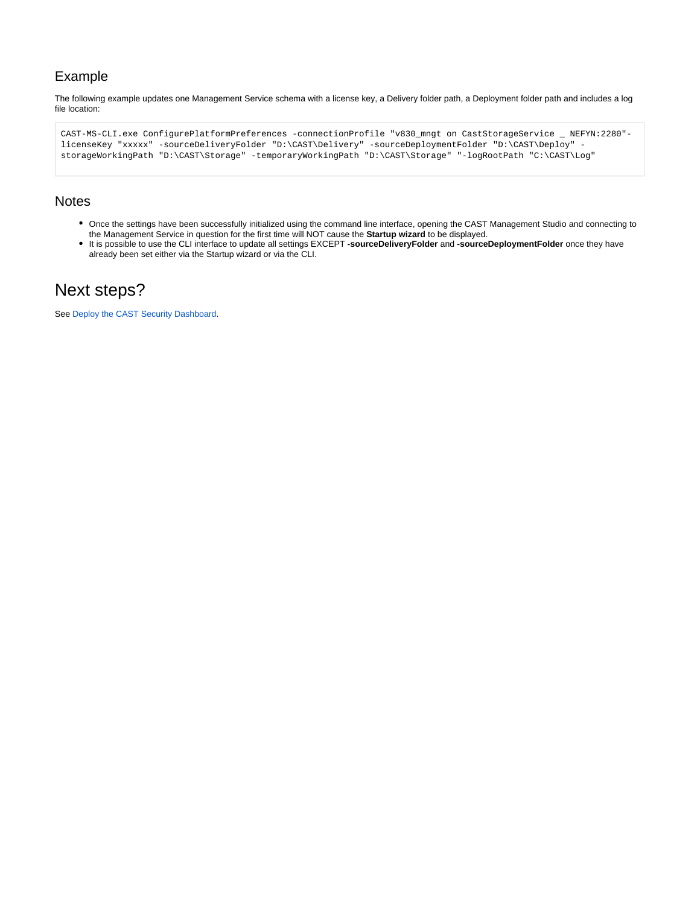## Example

The following example updates one Management Service schema with a license key, a Delivery folder path, a Deployment folder path and includes a log file location:

```
CAST-MS-CLI.exe ConfigurePlatformPreferences -connectionProfile "v830_mngt on CastStorageService _ NEFYN:2280"-licenseKey "xxxxx" -sourceDeliveryFolder "D:\CAST\Delivery" -sourceDeploymentFolder "D:\CAST\Deploy" -storageWorkingPath "D:\CAST\Storage" -temporaryWorkingPath "D:\CAST\Storage" "-logRootPath "C:\CAST\Log"
```

## Notes

- Once the settings have been successfully initialized using the command line interface, opening the CAST Management Studio and connecting to the Management Service in question for the first time will NOT cause the **Startup wizard** to be displayed.
- It is possible to use the CLI interface to update all settings EXCEPT **-sourceDeliveryFolder** and **-sourceDeploymentFolder** once they have already been set either via the Startup wizard or via the CLI.

# Next steps?

See Deploy the CAST Security Dashboard.